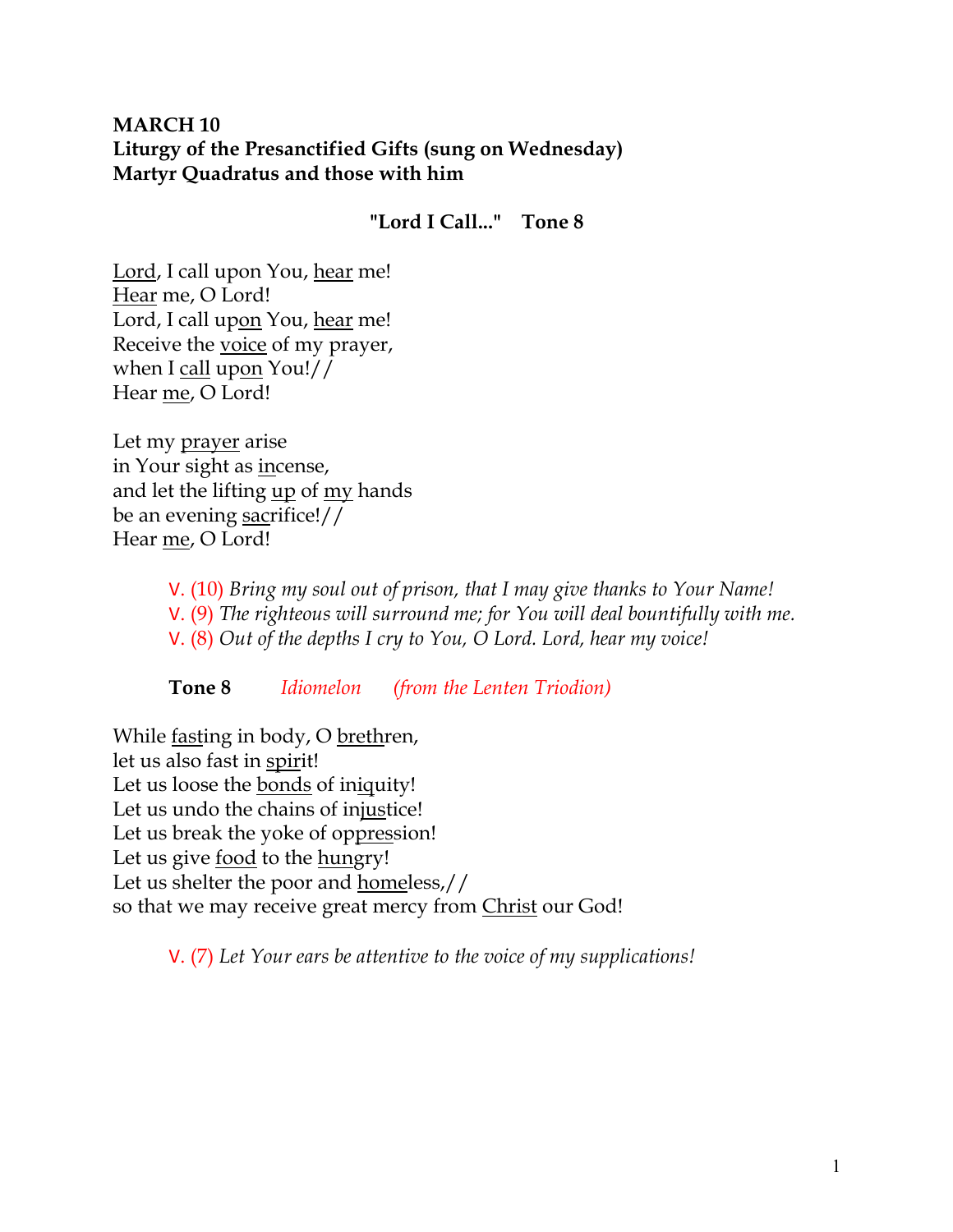**MARCH 10**
**Liturgy of the Presanctified Gifts (sung on Wednesday)**
**Martyr Quadratus and those with him**

**"Lord I Call..." Tone 8**

Lord, I call upon You, hear me!
Hear me, O Lord!
Lord, I call upon You, hear me!
Receive the voice of my prayer,
when I call upon You!//
Hear me, O Lord!

Let my prayer arise
in Your sight as incense,
and let the lifting up of my hands
be an evening sacrifice!//
Hear me, O Lord!

> V. (10) *Bring my soul out of prison, that I may give thanks to Your Name!*
> V. (9) *The righteous will surround me; for You will deal bountifully with me.*
> V. (8) *Out of the depths I cry to You, O Lord. Lord, hear my voice!*

**Tone 8** *Idiomelon* *(from the Lenten Triodion)*

While fasting in body, O brethren,
let us also fast in spirit!
Let us loose the bonds of iniquity!
Let us undo the chains of injustice!
Let us break the yoke of oppression!
Let us give food to the hungry!
Let us shelter the poor and homeless,//
so that we may receive great mercy from Christ our God!

> V. (7) *Let Your ears be attentive to the voice of my supplications!*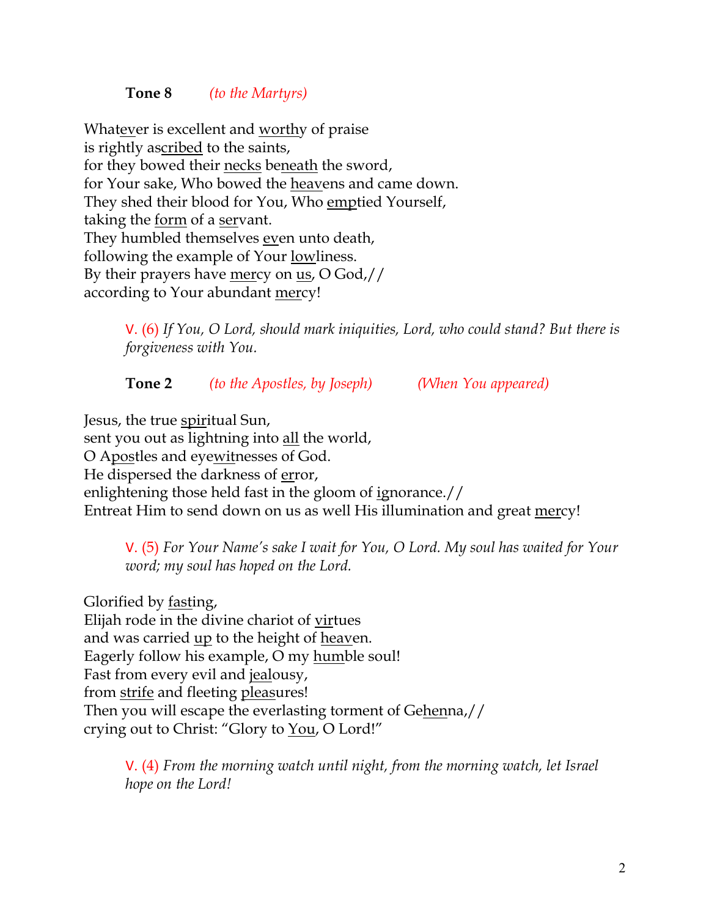**Tone 8** *(to the Martyrs)*

Whatever is excellent and worthy of praise
is rightly ascribed to the saints,
for they bowed their necks beneath the sword,
for Your sake, Who bowed the heavens and came down.
They shed their blood for You, Who emptied Yourself,
taking the form of a servant.
They humbled themselves even unto death,
following the example of Your lowliness.
By their prayers have mercy on us, O God,//
according to Your abundant mercy!

> V. (6) *If You, O Lord, should mark iniquities, Lord, who could stand? But there is forgiveness with You.*

**Tone 2** *(to the Apostles, by Joseph)* *(When You appeared)*

Jesus, the true spiritual Sun,
sent you out as lightning into all the world,
O Apostles and eyewitnesses of God.
He dispersed the darkness of error,
enlightening those held fast in the gloom of ignorance.//
Entreat Him to send down on us as well His illumination and great mercy!

> V. (5) *For Your Name's sake I wait for You, O Lord. My soul has waited for Your word; my soul has hoped on the Lord.*

Glorified by fasting,
Elijah rode in the divine chariot of virtues
and was carried up to the height of heaven.
Eagerly follow his example, O my humble soul!
Fast from every evil and jealousy,
from strife and fleeting pleasures!
Then you will escape the everlasting torment of Gehenna,//
crying out to Christ: "Glory to You, O Lord!"

> V. (4) *From the morning watch until night, from the morning watch, let Israel hope on the Lord!*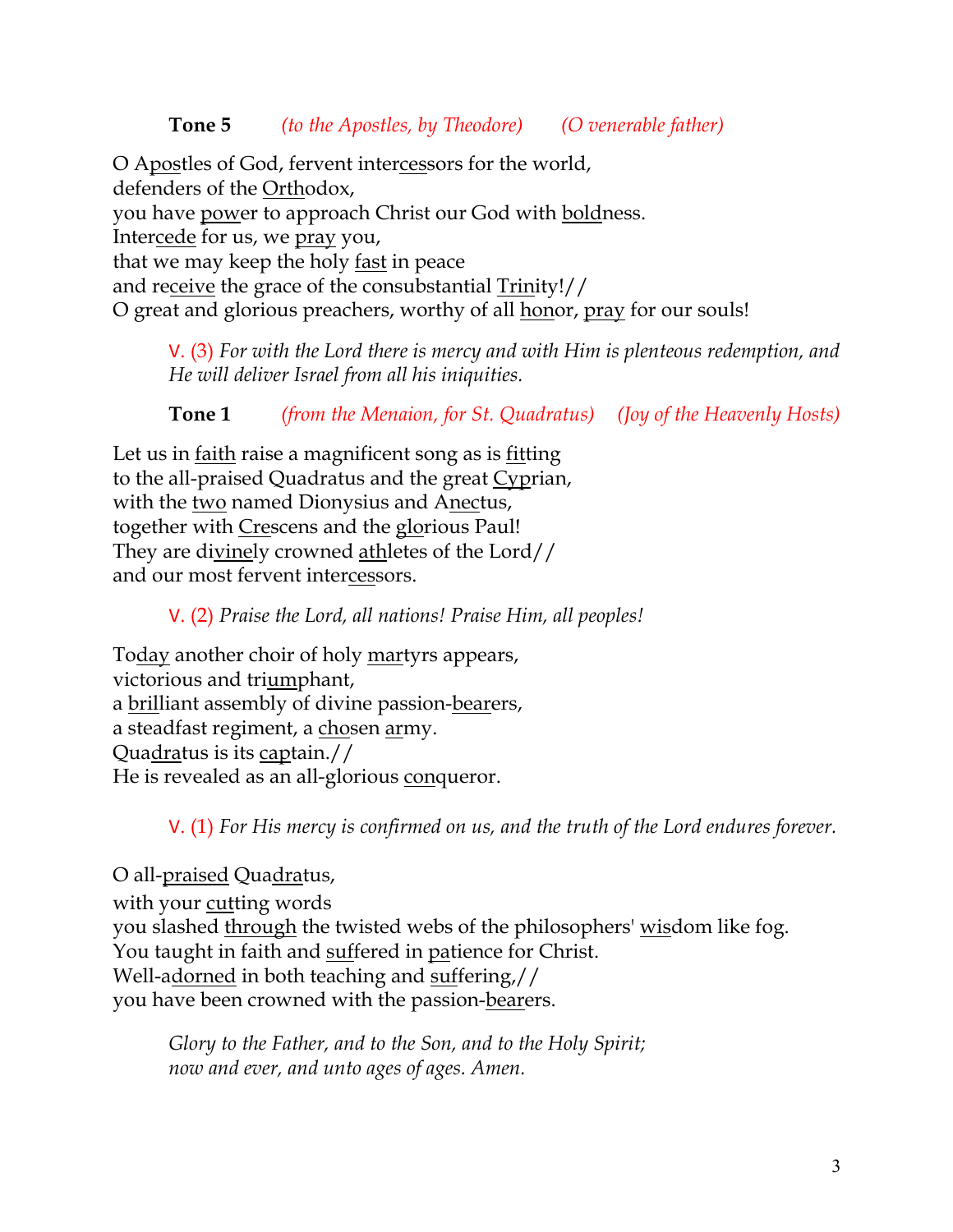**Tone 5** *(to the Apostles, by Theodore)* *(O venerable father)*

O Apostles of God, fervent intercessors for the world,
defenders of the Orthodox,
you have power to approach Christ our God with boldness.
Intercede for us, we pray you,
that we may keep the holy fast in peace
and receive the grace of the consubstantial Trinity!//
O great and glorious preachers, worthy of all honor, pray for our souls!

> V. (3) *For with the Lord there is mercy and with Him is plenteous redemption, and He will deliver Israel from all his iniquities.*

**Tone 1** *(from the Menaion, for St. Quadratus)* *(Joy of the Heavenly Hosts)*

Let us in faith raise a magnificent song as is fitting
to the all-praised Quadratus and the great Cyprian,
with the two named Dionysius and Anectus,
together with Crescens and the glorious Paul!
They are divinely crowned athletes of the Lord//
and our most fervent intercessors.

> V. (2) *Praise the Lord, all nations! Praise Him, all peoples!*

Today another choir of holy martyrs appears,
victorious and triumphant,
a brilliant assembly of divine passion-bearers,
a steadfast regiment, a chosen army.
Quadratus is its captain.//
He is revealed as an all-glorious conqueror.

> V. (1) *For His mercy is confirmed on us, and the truth of the Lord endures forever.*

O all-praised Quadratus,
with your cutting words
you slashed through the twisted webs of the philosophers' wisdom like fog.
You taught in faith and suffered in patience for Christ.
Well-adorned in both teaching and suffering,//
you have been crowned with the passion-bearers.

> *Glory to the Father, and to the Son, and to the Holy Spirit;*
> *now and ever, and unto ages of ages. Amen.*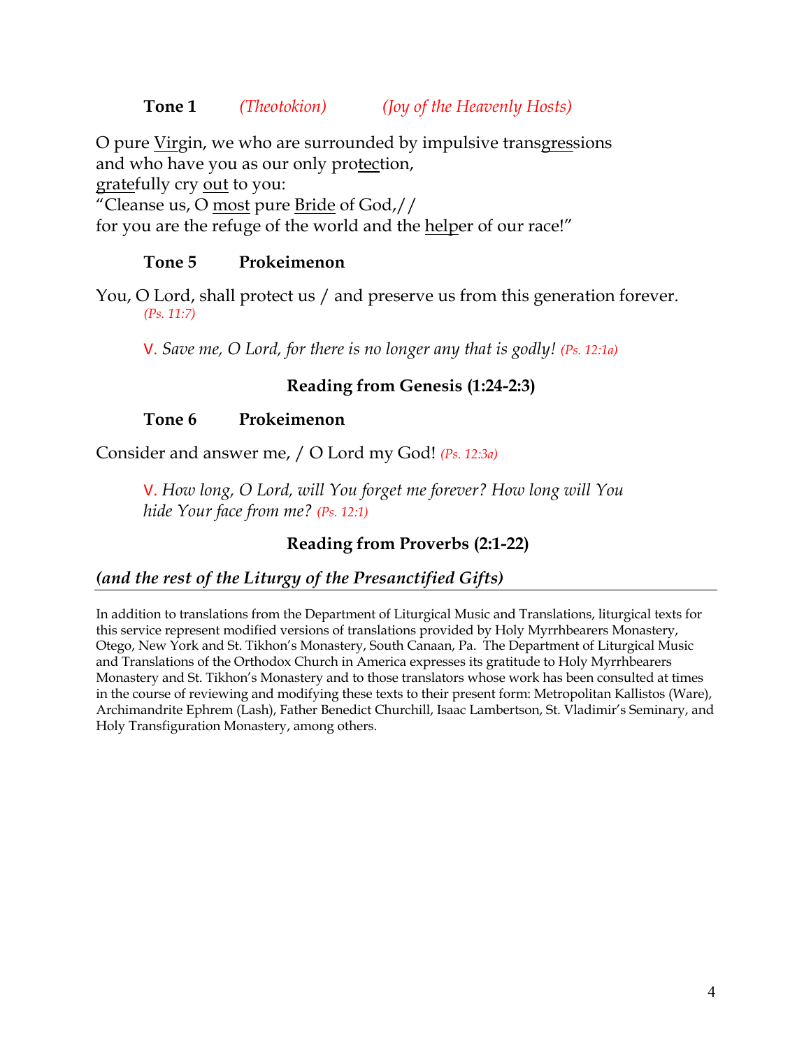**Tone 1** *(Theotokion)* *(Joy of the Heavenly Hosts)*

O pure <u>Vir</u>gin, we who are surrounded by impulsive trans<u>gres</u>sions
and who have you as our only pro<u>tec</u>tion,
<u>grate</u>fully cry <u>out</u> to you:
"Cleanse us, O <u>most</u> pure <u>Bride</u> of God,//
for you are the refuge of the world and the <u>help</u>er of our race!"

**Tone 5 Prokeimenon**

You, O Lord, shall protect us / and preserve us from this generation forever.
*(Ps. 11:7)*

V. *Save me, O Lord, for there is no longer any that is godly! (Ps. 12:1a)*

**Reading from Genesis (1:24-2:3)**

**Tone 6 Prokeimenon**

Consider and answer me, / O Lord my God! *(Ps. 12:3a)*

V. *How long, O Lord, will You forget me forever? How long will You hide Your face from me? (Ps. 12:1)*

**Reading from Proverbs (2:1-22)**

***(and the rest of the Liturgy of the Presanctified Gifts)***

---

In addition to translations from the Department of Liturgical Music and Translations, liturgical texts for this service represent modified versions of translations provided by Holy Myrrhbearers Monastery, Otego, New York and St. Tikhon's Monastery, South Canaan, Pa. The Department of Liturgical Music and Translations of the Orthodox Church in America expresses its gratitude to Holy Myrrhbearers Monastery and St. Tikhon's Monastery and to those translators whose work has been consulted at times in the course of reviewing and modifying these texts to their present form: Metropolitan Kallistos (Ware), Archimandrite Ephrem (Lash), Father Benedict Churchill, Isaac Lambertson, St. Vladimir's Seminary, and Holy Transfiguration Monastery, among others.